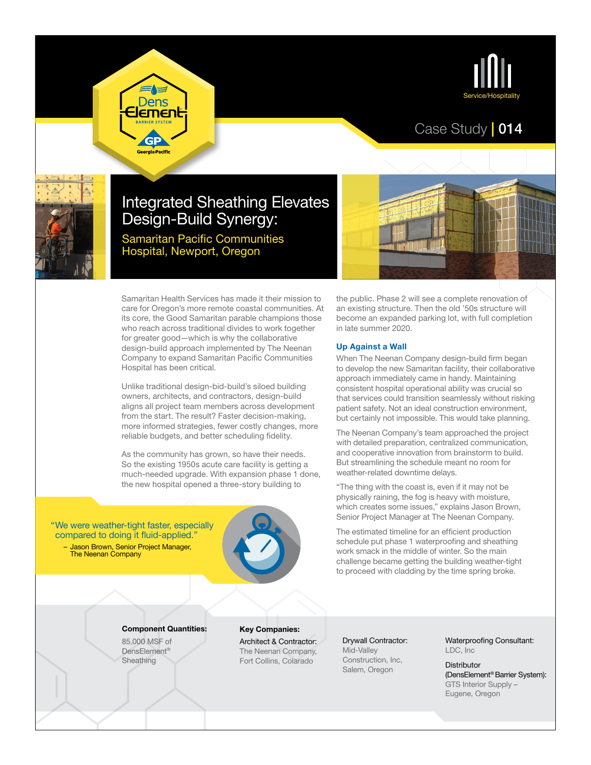Service/Hospitality

Case Study | 014

# Integrated Sheathing Elevates Design-Build Synergy:

## Samaritan Pacific Communities Hospital, Newport, Oregon

Samaritan Health Services has made it their mission to care for Oregon's more remote coastal communities. At its core, the Good Samaritan parable champions those who reach across traditional divides to work together for greater good—which is why the collaborative design-build approach implemented by The Neenan Company to expand Samaritan Pacific Communities Hospital has been critical.

Unlike traditional design-bid-build's siloed building owners, architects, and contractors, design-build aligns all project team members across development from the start. The result? Faster decision-making, more informed strategies, fewer costly changes, more reliable budgets, and better scheduling fidelity.

As the community has grown, so have their needs. So the existing 1950s acute care facility is getting a much-needed upgrade. With expansion phase 1 done, the new hospital opened a three-story building to the public. Phase 2 will see a complete renovation of an existing structure. Then the old '50s structure will become an expanded parking lot, with full completion in late summer 2020.

> "We were weather-tight faster, especially compared to doing it fluid-applied."
>
> – Jason Brown, Senior Project Manager, The Neenan Company

### Up Against a Wall

When The Neenan Company design-build firm began to develop the new Samaritan facility, their collaborative approach immediately came in handy. Maintaining consistent hospital operational ability was crucial so that services could transition seamlessly without risking patient safety. Not an ideal construction environment, but certainly not impossible. This would take planning.

The Neenan Company's team approached the project with detailed preparation, centralized communication, and cooperative innovation from brainstorm to build. But streamlining the schedule meant no room for weather-related downtime delays.

"The thing with the coast is, even if it may not be physically raining, the fog is heavy with moisture, which creates some issues," explains Jason Brown, Senior Project Manager at The Neenan Company.

The estimated timeline for an efficient production schedule put phase 1 waterproofing and sheathing work smack in the middle of winter. So the main challenge became getting the building weather-tight to proceed with cladding by the time spring broke.

**Component Quantities:**

85,000 MSF of DensElement® Sheathing

**Key Companies:**

Architect & Contractor:
The Neenan Company, Fort Collins, Colarado

Drywall Contractor:
Mid-Valley Construction, Inc, Salem, Oregon

Waterproofing Consultant:
LDC, Inc

Distributor (DensElement® Barrier System):
GTS Interior Supply – Eugene, Oregon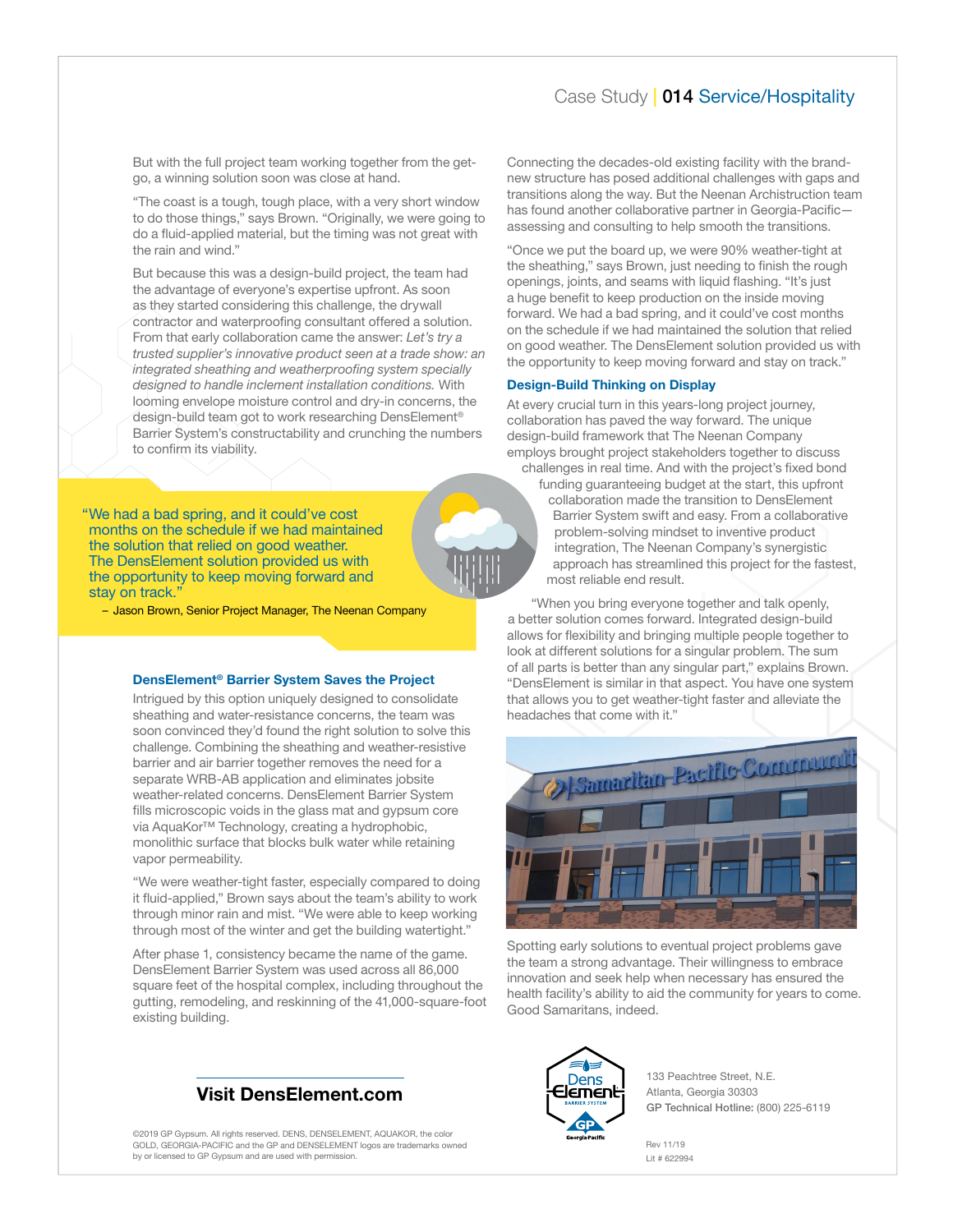But with the full project team working together from the get-go, a winning solution soon was close at hand.

"The coast is a tough, tough place, with a very short window to do those things," says Brown. "Originally, we were going to do a fluid-applied material, but the timing was not great with the rain and wind."

But because this was a design-build project, the team had the advantage of everyone's expertise upfront. As soon as they started considering this challenge, the drywall contractor and waterproofing consultant offered a solution. From that early collaboration came the answer: *Let's try a trusted supplier's innovative product seen at a trade show: an integrated sheathing and weatherproofing system specially designed to handle inclement installation conditions.* With looming envelope moisture control and dry-in concerns, the design-build team got to work researching DensElement® Barrier System's constructability and crunching the numbers to confirm its viability.

"We had a bad spring, and it could've cost months on the schedule if we had maintained the solution that relied on good weather. The DensElement solution provided us with the opportunity to keep moving forward and stay on track."

– Jason Brown, Senior Project Manager, The Neenan Company

### DensElement® Barrier System Saves the Project

Intrigued by this option uniquely designed to consolidate sheathing and water-resistance concerns, the team was soon convinced they'd found the right solution to solve this challenge. Combining the sheathing and weather-resistive barrier and air barrier together removes the need for a separate WRB-AB application and eliminates jobsite weather-related concerns. DensElement Barrier System fills microscopic voids in the glass mat and gypsum core via AquaKor™ Technology, creating a hydrophobic, monolithic surface that blocks bulk water while retaining vapor permeability.

"We were weather-tight faster, especially compared to doing it fluid-applied," Brown says about the team's ability to work through minor rain and mist. "We were able to keep working through most of the winter and get the building watertight."

After phase 1, consistency became the name of the game. DensElement Barrier System was used across all 86,000 square feet of the hospital complex, including throughout the gutting, remodeling, and reskinning of the 41,000-square-foot existing building.

Connecting the decades-old existing facility with the brand-new structure has posed additional challenges with gaps and transitions along the way. But the Neenan Archistruction team has found another collaborative partner in Georgia-Pacific—assessing and consulting to help smooth the transitions.

"Once we put the board up, we were 90% weather-tight at the sheathing," says Brown, just needing to finish the rough openings, joints, and seams with liquid flashing. "It's just a huge benefit to keep production on the inside moving forward. We had a bad spring, and it could've cost months on the schedule if we had maintained the solution that relied on good weather. The DensElement solution provided us with the opportunity to keep moving forward and stay on track."

### Design-Build Thinking on Display

At every crucial turn in this years-long project journey, collaboration has paved the way forward. The unique design-build framework that The Neenan Company employs brought project stakeholders together to discuss challenges in real time. And with the project's fixed bond funding guaranteeing budget at the start, this upfront collaboration made the transition to DensElement Barrier System swift and easy. From a collaborative problem-solving mindset to inventive product integration, The Neenan Company's synergistic approach has streamlined this project for the fastest, most reliable end result.

"When you bring everyone together and talk openly, a better solution comes forward. Integrated design-build allows for flexibility and bringing multiple people together to look at different solutions for a singular problem. The sum of all parts is better than any singular part," explains Brown. "DensElement is similar in that aspect. You have one system that allows you to get weather-tight faster and alleviate the headaches that come with it."

Spotting early solutions to eventual project problems gave the team a strong advantage. Their willingness to embrace innovation and seek help when necessary has ensured the health facility's ability to aid the community for years to come. Good Samaritans, indeed.

**Visit DensElement.com**

133 Peachtree Street, N.E.
Atlanta, Georgia 30303
**GP Technical Hotline:** (800) 225-6119

©2019 GP Gypsum. All rights reserved. DENS, DENSELEMENT, AQUAKOR, the color GOLD, GEORGIA-PACIFIC and the GP and DENSELEMENT logos are trademarks owned by or licensed to GP Gypsum and are used with permission.

Rev 11/19
Lit # 622994